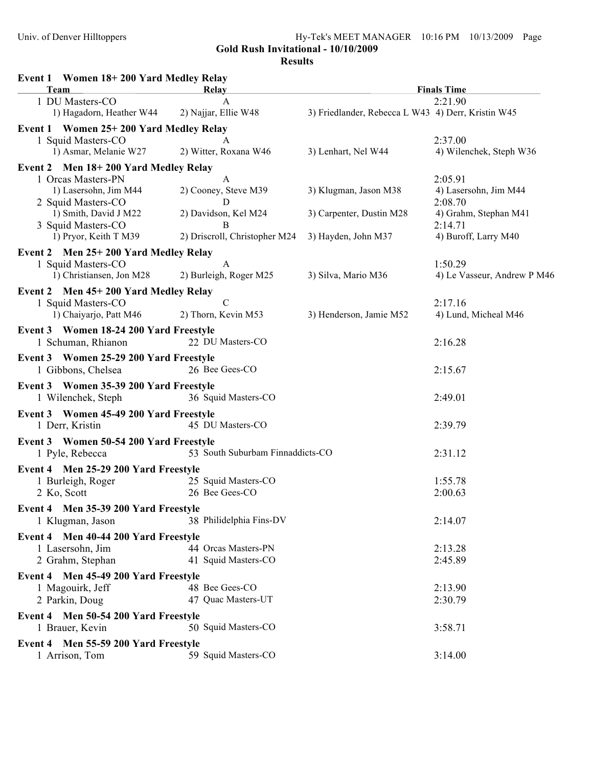## Gold Rush Invitational - 10/10/2009

### Results

**Event 1 Women 18+ 200 Yard Medley Relay**

| Team | Relay | | Finals Time |
|---|---|---|---|
| 1 DU Masters-CO | A | | 2:21.90 |
| 1) Hagadorn, Heather W44 | 2) Najjar, Ellie W48 | 3) Friedlander, Rebecca L W43 | 4) Derr, Kristin W45 |

**Event 1 Women 25+ 200 Yard Medley Relay**

| Team | Relay | | Finals Time |
|---|---|---|---|
| 1 Squid Masters-CO | A | | 2:37.00 |
| 1) Asmar, Melanie W27 | 2) Witter, Roxana W46 | 3) Lenhart, Nel W44 | 4) Wilenchek, Steph W36 |

**Event 2 Men 18+ 200 Yard Medley Relay**

| Team | Relay | | Finals Time |
|---|---|---|---|
| 1 Orcas Masters-PN | A | | 2:05.91 |
| 1) Lasersohn, Jim M44 | 2) Cooney, Steve M39 | 3) Klugman, Jason M38 | 4) Lasersohn, Jim M44 |
| 2 Squid Masters-CO | D | | 2:08.70 |
| 1) Smith, David J M22 | 2) Davidson, Kel M24 | 3) Carpenter, Dustin M28 | 4) Grahm, Stephan M41 |
| 3 Squid Masters-CO | B | | 2:14.71 |
| 1) Pryor, Keith T M39 | 2) Driscroll, Christopher M24 | 3) Hayden, John M37 | 4) Buroff, Larry M40 |

**Event 2 Men 25+ 200 Yard Medley Relay**

| Team | Relay | | Finals Time |
|---|---|---|---|
| 1 Squid Masters-CO | A | | 1:50.29 |
| 1) Christiansen, Jon M28 | 2) Burleigh, Roger M25 | 3) Silva, Mario M36 | 4) Le Vasseur, Andrew P M46 |

**Event 2 Men 45+ 200 Yard Medley Relay**

| Team | Relay | | Finals Time |
|---|---|---|---|
| 1 Squid Masters-CO | C | | 2:17.16 |
| 1) Chaiyarjo, Patt M46 | 2) Thorn, Kevin M53 | 3) Henderson, Jamie M52 | 4) Lund, Micheal M46 |

**Event 3 Women 18-24 200 Yard Freestyle**

| Name | Age | Team | Finals Time |
|---|---|---|---|
| 1 Schuman, Rhianon | 22 | DU Masters-CO | 2:16.28 |

**Event 3 Women 25-29 200 Yard Freestyle**

| Name | Age | Team | Finals Time |
|---|---|---|---|
| 1 Gibbons, Chelsea | 26 | Bee Gees-CO | 2:15.67 |

**Event 3 Women 35-39 200 Yard Freestyle**

| Name | Age | Team | Finals Time |
|---|---|---|---|
| 1 Wilenchek, Steph | 36 | Squid Masters-CO | 2:49.01 |

**Event 3 Women 45-49 200 Yard Freestyle**

| Name | Age | Team | Finals Time |
|---|---|---|---|
| 1 Derr, Kristin | 45 | DU Masters-CO | 2:39.79 |

**Event 3 Women 50-54 200 Yard Freestyle**

| Name | Age | Team | Finals Time |
|---|---|---|---|
| 1 Pyle, Rebecca | 53 | South Suburbam Finnaddicts-CO | 2:31.12 |

**Event 4 Men 25-29 200 Yard Freestyle**

| Name | Age | Team | Finals Time |
|---|---|---|---|
| 1 Burleigh, Roger | 25 | Squid Masters-CO | 1:55.78 |
| 2 Ko, Scott | 26 | Bee Gees-CO | 2:00.63 |

**Event 4 Men 35-39 200 Yard Freestyle**

| Name | Age | Team | Finals Time |
|---|---|---|---|
| 1 Klugman, Jason | 38 | Philidelphia Fins-DV | 2:14.07 |

**Event 4 Men 40-44 200 Yard Freestyle**

| Name | Age | Team | Finals Time |
|---|---|---|---|
| 1 Lasersohn, Jim | 44 | Orcas Masters-PN | 2:13.28 |
| 2 Grahm, Stephan | 41 | Squid Masters-CO | 2:45.89 |

**Event 4 Men 45-49 200 Yard Freestyle**

| Name | Age | Team | Finals Time |
|---|---|---|---|
| 1 Magouirk, Jeff | 48 | Bee Gees-CO | 2:13.90 |
| 2 Parkin, Doug | 47 | Quac Masters-UT | 2:30.79 |

**Event 4 Men 50-54 200 Yard Freestyle**

| Name | Age | Team | Finals Time |
|---|---|---|---|
| 1 Brauer, Kevin | 50 | Squid Masters-CO | 3:58.71 |

**Event 4 Men 55-59 200 Yard Freestyle**

| Name | Age | Team | Finals Time |
|---|---|---|---|
| 1 Arrison, Tom | 59 | Squid Masters-CO | 3:14.00 |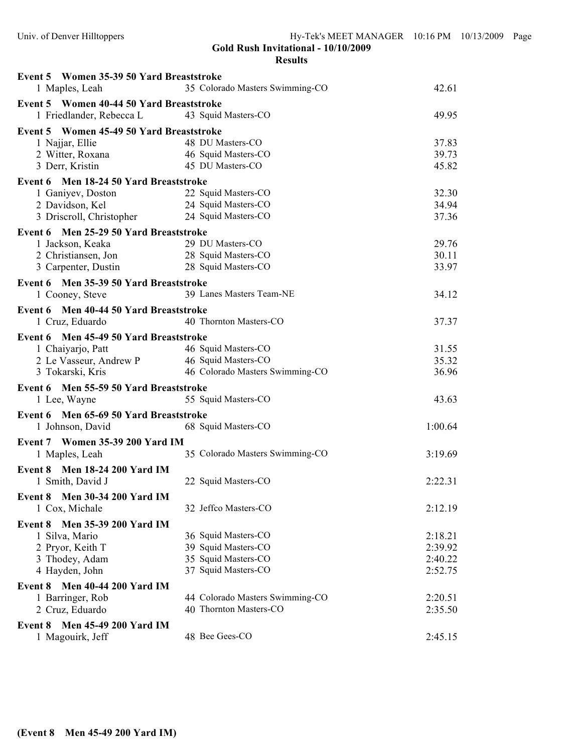**Gold Rush Invitational - 10/10/2009**

**Results**

**Event 5 Women 35-39 50 Yard Breaststroke**

| | Name | Age | Team | Time |
|---|---|---|---|---|
| 1 | Maples, Leah | 35 | Colorado Masters Swimming-CO | 42.61 |

**Event 5 Women 40-44 50 Yard Breaststroke**

| | Name | Age | Team | Time |
|---|---|---|---|---|
| 1 | Friedlander, Rebecca L | 43 | Squid Masters-CO | 49.95 |

**Event 5 Women 45-49 50 Yard Breaststroke**

| | Name | Age | Team | Time |
|---|---|---|---|---|
| 1 | Najjar, Ellie | 48 | DU Masters-CO | 37.83 |
| 2 | Witter, Roxana | 46 | Squid Masters-CO | 39.73 |
| 3 | Derr, Kristin | 45 | DU Masters-CO | 45.82 |

**Event 6 Men 18-24 50 Yard Breaststroke**

| | Name | Age | Team | Time |
|---|---|---|---|---|
| 1 | Ganiyev, Doston | 22 | Squid Masters-CO | 32.30 |
| 2 | Davidson, Kel | 24 | Squid Masters-CO | 34.94 |
| 3 | Driscroll, Christopher | 24 | Squid Masters-CO | 37.36 |

**Event 6 Men 25-29 50 Yard Breaststroke**

| | Name | Age | Team | Time |
|---|---|---|---|---|
| 1 | Jackson, Keaka | 29 | DU Masters-CO | 29.76 |
| 2 | Christiansen, Jon | 28 | Squid Masters-CO | 30.11 |
| 3 | Carpenter, Dustin | 28 | Squid Masters-CO | 33.97 |

**Event 6 Men 35-39 50 Yard Breaststroke**

| | Name | Age | Team | Time |
|---|---|---|---|---|
| 1 | Cooney, Steve | 39 | Lanes Masters Team-NE | 34.12 |

**Event 6 Men 40-44 50 Yard Breaststroke**

| | Name | Age | Team | Time |
|---|---|---|---|---|
| 1 | Cruz, Eduardo | 40 | Thornton Masters-CO | 37.37 |

**Event 6 Men 45-49 50 Yard Breaststroke**

| | Name | Age | Team | Time |
|---|---|---|---|---|
| 1 | Chaiyarjo, Patt | 46 | Squid Masters-CO | 31.55 |
| 2 | Le Vasseur, Andrew P | 46 | Squid Masters-CO | 35.32 |
| 3 | Tokarski, Kris | 46 | Colorado Masters Swimming-CO | 36.96 |

**Event 6 Men 55-59 50 Yard Breaststroke**

| | Name | Age | Team | Time |
|---|---|---|---|---|
| 1 | Lee, Wayne | 55 | Squid Masters-CO | 43.63 |

**Event 6 Men 65-69 50 Yard Breaststroke**

| | Name | Age | Team | Time |
|---|---|---|---|---|
| 1 | Johnson, David | 68 | Squid Masters-CO | 1:00.64 |

**Event 7 Women 35-39 200 Yard IM**

| | Name | Age | Team | Time |
|---|---|---|---|---|
| 1 | Maples, Leah | 35 | Colorado Masters Swimming-CO | 3:19.69 |

**Event 8 Men 18-24 200 Yard IM**

| | Name | Age | Team | Time |
|---|---|---|---|---|
| 1 | Smith, David J | 22 | Squid Masters-CO | 2:22.31 |

**Event 8 Men 30-34 200 Yard IM**

| | Name | Age | Team | Time |
|---|---|---|---|---|
| 1 | Cox, Michale | 32 | Jeffco Masters-CO | 2:12.19 |

**Event 8 Men 35-39 200 Yard IM**

| | Name | Age | Team | Time |
|---|---|---|---|---|
| 1 | Silva, Mario | 36 | Squid Masters-CO | 2:18.21 |
| 2 | Pryor, Keith T | 39 | Squid Masters-CO | 2:39.92 |
| 3 | Thodey, Adam | 35 | Squid Masters-CO | 2:40.22 |
| 4 | Hayden, John | 37 | Squid Masters-CO | 2:52.75 |

**Event 8 Men 40-44 200 Yard IM**

| | Name | Age | Team | Time |
|---|---|---|---|---|
| 1 | Barringer, Rob | 44 | Colorado Masters Swimming-CO | 2:20.51 |
| 2 | Cruz, Eduardo | 40 | Thornton Masters-CO | 2:35.50 |

**Event 8 Men 45-49 200 Yard IM**

| | Name | Age | Team | Time |
|---|---|---|---|---|
| 1 | Magouirk, Jeff | 48 | Bee Gees-CO | 2:45.15 |

**(Event 8 Men 45-49 200 Yard IM)**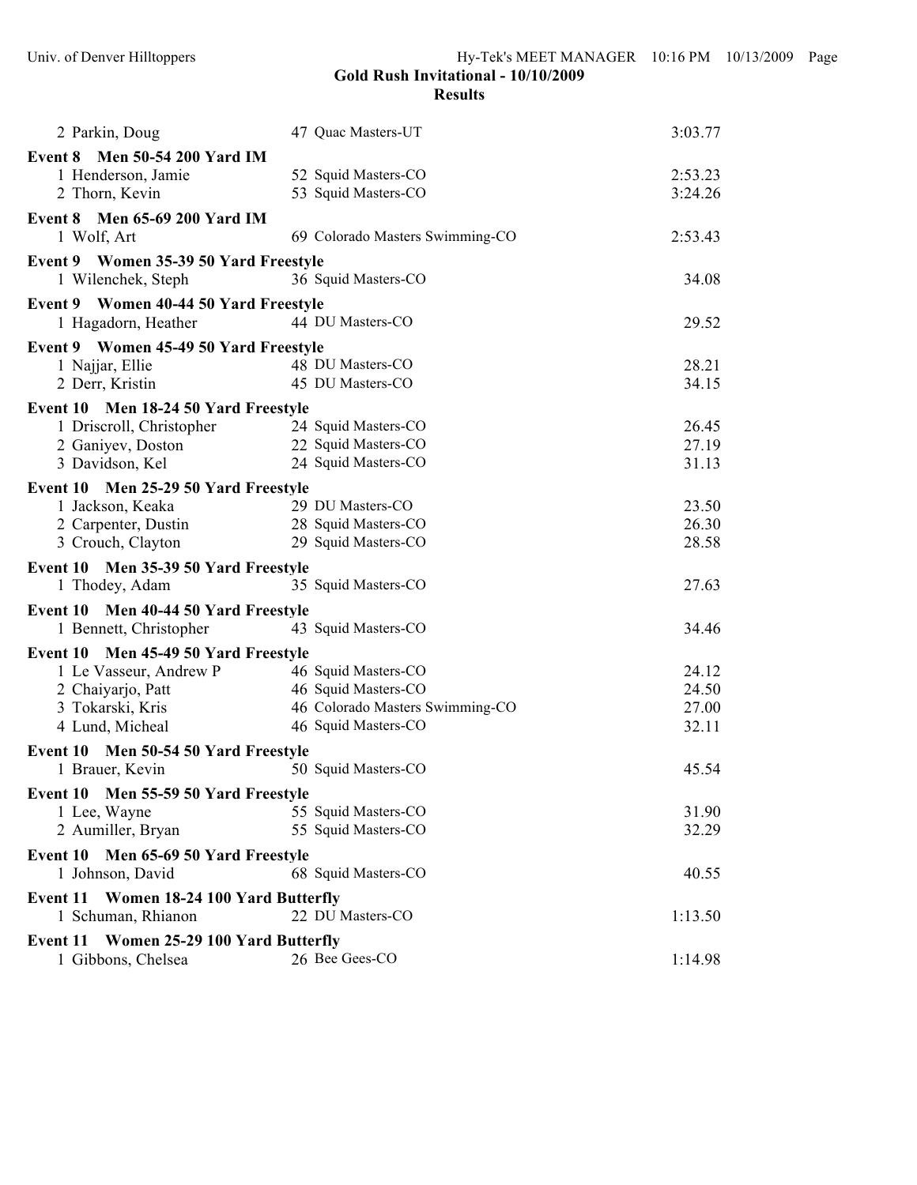| Place | Name | Age | Team | Time |
|---|---|---|---|---|
| 2 | Parkin, Doug | 47 | Quac Masters-UT | 3:03.77 |

**Event 8 Men 50-54 200 Yard IM**

| Place | Name | Age | Team | Time |
|---|---|---|---|---|
| 1 | Henderson, Jamie | 52 | Squid Masters-CO | 2:53.23 |
| 2 | Thorn, Kevin | 53 | Squid Masters-CO | 3:24.26 |

**Event 8 Men 65-69 200 Yard IM**

| Place | Name | Age | Team | Time |
|---|---|---|---|---|
| 1 | Wolf, Art | 69 | Colorado Masters Swimming-CO | 2:53.43 |

**Event 9 Women 35-39 50 Yard Freestyle**

| Place | Name | Age | Team | Time |
|---|---|---|---|---|
| 1 | Wilenchek, Steph | 36 | Squid Masters-CO | 34.08 |

**Event 9 Women 40-44 50 Yard Freestyle**

| Place | Name | Age | Team | Time |
|---|---|---|---|---|
| 1 | Hagadorn, Heather | 44 | DU Masters-CO | 29.52 |

**Event 9 Women 45-49 50 Yard Freestyle**

| Place | Name | Age | Team | Time |
|---|---|---|---|---|
| 1 | Najjar, Ellie | 48 | DU Masters-CO | 28.21 |
| 2 | Derr, Kristin | 45 | DU Masters-CO | 34.15 |

**Event 10 Men 18-24 50 Yard Freestyle**

| Place | Name | Age | Team | Time |
|---|---|---|---|---|
| 1 | Driscroll, Christopher | 24 | Squid Masters-CO | 26.45 |
| 2 | Ganiyev, Doston | 22 | Squid Masters-CO | 27.19 |
| 3 | Davidson, Kel | 24 | Squid Masters-CO | 31.13 |

**Event 10 Men 25-29 50 Yard Freestyle**

| Place | Name | Age | Team | Time |
|---|---|---|---|---|
| 1 | Jackson, Keaka | 29 | DU Masters-CO | 23.50 |
| 2 | Carpenter, Dustin | 28 | Squid Masters-CO | 26.30 |
| 3 | Crouch, Clayton | 29 | Squid Masters-CO | 28.58 |

**Event 10 Men 35-39 50 Yard Freestyle**

| Place | Name | Age | Team | Time |
|---|---|---|---|---|
| 1 | Thodey, Adam | 35 | Squid Masters-CO | 27.63 |

**Event 10 Men 40-44 50 Yard Freestyle**

| Place | Name | Age | Team | Time |
|---|---|---|---|---|
| 1 | Bennett, Christopher | 43 | Squid Masters-CO | 34.46 |

**Event 10 Men 45-49 50 Yard Freestyle**

| Place | Name | Age | Team | Time |
|---|---|---|---|---|
| 1 | Le Vasseur, Andrew P | 46 | Squid Masters-CO | 24.12 |
| 2 | Chaiyarjo, Patt | 46 | Squid Masters-CO | 24.50 |
| 3 | Tokarski, Kris | 46 | Colorado Masters Swimming-CO | 27.00 |
| 4 | Lund, Micheal | 46 | Squid Masters-CO | 32.11 |

**Event 10 Men 50-54 50 Yard Freestyle**

| Place | Name | Age | Team | Time |
|---|---|---|---|---|
| 1 | Brauer, Kevin | 50 | Squid Masters-CO | 45.54 |

**Event 10 Men 55-59 50 Yard Freestyle**

| Place | Name | Age | Team | Time |
|---|---|---|---|---|
| 1 | Lee, Wayne | 55 | Squid Masters-CO | 31.90 |
| 2 | Aumiller, Bryan | 55 | Squid Masters-CO | 32.29 |

**Event 10 Men 65-69 50 Yard Freestyle**

| Place | Name | Age | Team | Time |
|---|---|---|---|---|
| 1 | Johnson, David | 68 | Squid Masters-CO | 40.55 |

**Event 11 Women 18-24 100 Yard Butterfly**

| Place | Name | Age | Team | Time |
|---|---|---|---|---|
| 1 | Schuman, Rhianon | 22 | DU Masters-CO | 1:13.50 |

**Event 11 Women 25-29 100 Yard Butterfly**

| Place | Name | Age | Team | Time |
|---|---|---|---|---|
| 1 | Gibbons, Chelsea | 26 | Bee Gees-CO | 1:14.98 |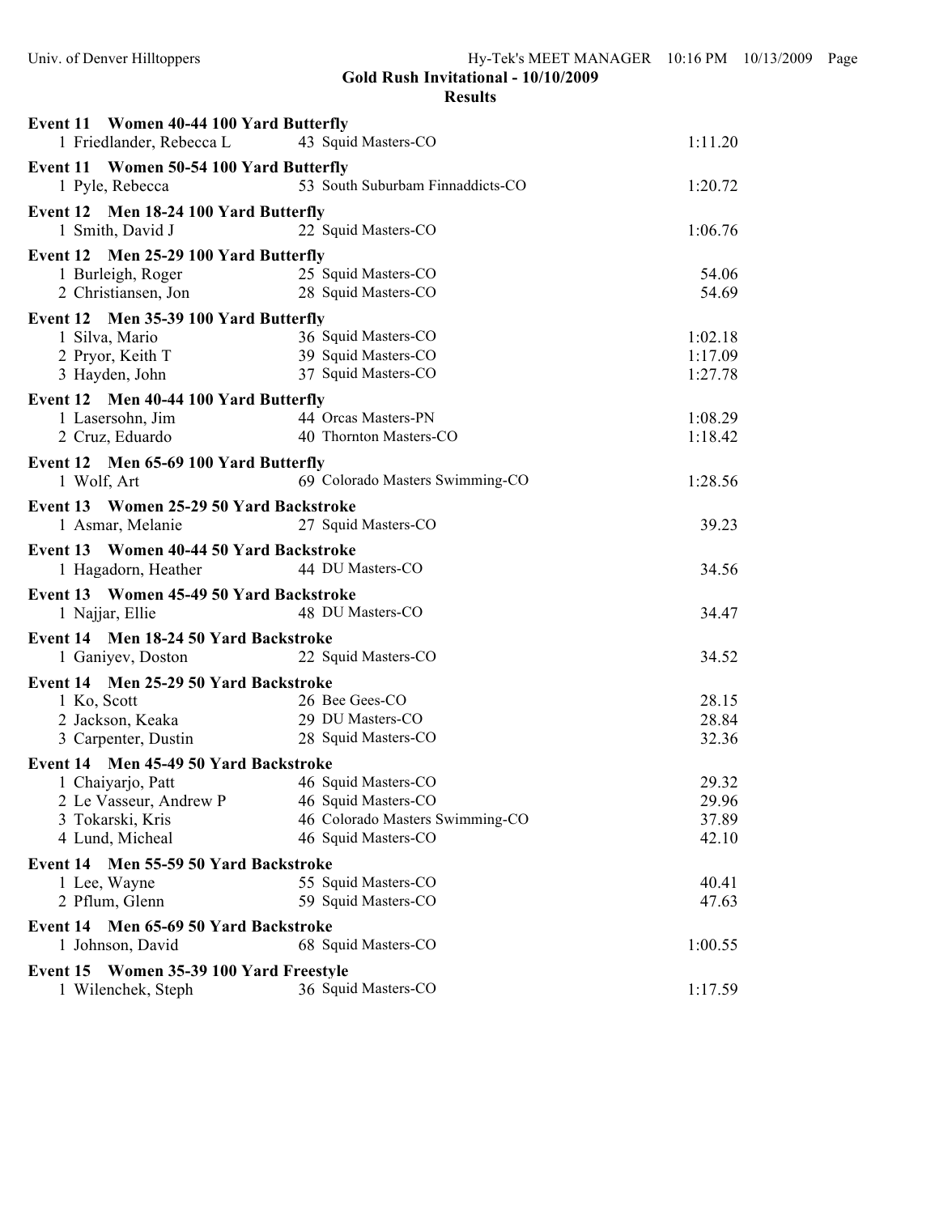**Gold Rush Invitational - 10/10/2009**

**Results**

**Event 11 Women 40-44 100 Yard Butterfly**

| | Name | Age | Team | Time |
|---|---|---|---|---|
| 1 | Friedlander, Rebecca L | 43 | Squid Masters-CO | 1:11.20 |

**Event 11 Women 50-54 100 Yard Butterfly**

| | Name | Age | Team | Time |
|---|---|---|---|---|
| 1 | Pyle, Rebecca | 53 | South Suburbam Finnaddicts-CO | 1:20.72 |

**Event 12 Men 18-24 100 Yard Butterfly**

| | Name | Age | Team | Time |
|---|---|---|---|---|
| 1 | Smith, David J | 22 | Squid Masters-CO | 1:06.76 |

**Event 12 Men 25-29 100 Yard Butterfly**

| | Name | Age | Team | Time |
|---|---|---|---|---|
| 1 | Burleigh, Roger | 25 | Squid Masters-CO | 54.06 |
| 2 | Christiansen, Jon | 28 | Squid Masters-CO | 54.69 |

**Event 12 Men 35-39 100 Yard Butterfly**

| | Name | Age | Team | Time |
|---|---|---|---|---|
| 1 | Silva, Mario | 36 | Squid Masters-CO | 1:02.18 |
| 2 | Pryor, Keith T | 39 | Squid Masters-CO | 1:17.09 |
| 3 | Hayden, John | 37 | Squid Masters-CO | 1:27.78 |

**Event 12 Men 40-44 100 Yard Butterfly**

| | Name | Age | Team | Time |
|---|---|---|---|---|
| 1 | Lasersohn, Jim | 44 | Orcas Masters-PN | 1:08.29 |
| 2 | Cruz, Eduardo | 40 | Thornton Masters-CO | 1:18.42 |

**Event 12 Men 65-69 100 Yard Butterfly**

| | Name | Age | Team | Time |
|---|---|---|---|---|
| 1 | Wolf, Art | 69 | Colorado Masters Swimming-CO | 1:28.56 |

**Event 13 Women 25-29 50 Yard Backstroke**

| | Name | Age | Team | Time |
|---|---|---|---|---|
| 1 | Asmar, Melanie | 27 | Squid Masters-CO | 39.23 |

**Event 13 Women 40-44 50 Yard Backstroke**

| | Name | Age | Team | Time |
|---|---|---|---|---|
| 1 | Hagadorn, Heather | 44 | DU Masters-CO | 34.56 |

**Event 13 Women 45-49 50 Yard Backstroke**

| | Name | Age | Team | Time |
|---|---|---|---|---|
| 1 | Najjar, Ellie | 48 | DU Masters-CO | 34.47 |

**Event 14 Men 18-24 50 Yard Backstroke**

| | Name | Age | Team | Time |
|---|---|---|---|---|
| 1 | Ganiyev, Doston | 22 | Squid Masters-CO | 34.52 |

**Event 14 Men 25-29 50 Yard Backstroke**

| | Name | Age | Team | Time |
|---|---|---|---|---|
| 1 | Ko, Scott | 26 | Bee Gees-CO | 28.15 |
| 2 | Jackson, Keaka | 29 | DU Masters-CO | 28.84 |
| 3 | Carpenter, Dustin | 28 | Squid Masters-CO | 32.36 |

**Event 14 Men 45-49 50 Yard Backstroke**

| | Name | Age | Team | Time |
|---|---|---|---|---|
| 1 | Chaiyarjo, Patt | 46 | Squid Masters-CO | 29.32 |
| 2 | Le Vasseur, Andrew P | 46 | Squid Masters-CO | 29.96 |
| 3 | Tokarski, Kris | 46 | Colorado Masters Swimming-CO | 37.89 |
| 4 | Lund, Micheal | 46 | Squid Masters-CO | 42.10 |

**Event 14 Men 55-59 50 Yard Backstroke**

| | Name | Age | Team | Time |
|---|---|---|---|---|
| 1 | Lee, Wayne | 55 | Squid Masters-CO | 40.41 |
| 2 | Pflum, Glenn | 59 | Squid Masters-CO | 47.63 |

**Event 14 Men 65-69 50 Yard Backstroke**

| | Name | Age | Team | Time |
|---|---|---|---|---|
| 1 | Johnson, David | 68 | Squid Masters-CO | 1:00.55 |

**Event 15 Women 35-39 100 Yard Freestyle**

| | Name | Age | Team | Time |
|---|---|---|---|---|
| 1 | Wilenchek, Steph | 36 | Squid Masters-CO | 1:17.59 |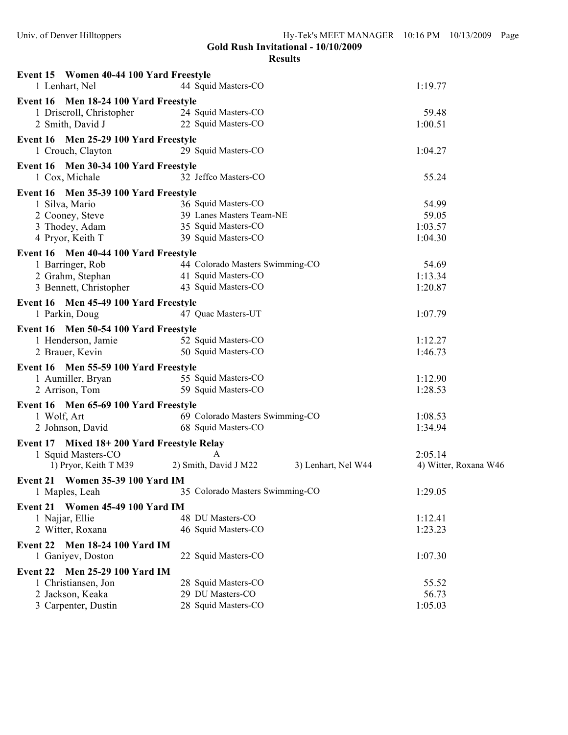**Gold Rush Invitational - 10/10/2009**

**Results**

**Event 15 Women 40-44 100 Yard Freestyle**

| Place | Name | Age | Team | Time |
|---|---|---|---|---|
| 1 | Lenhart, Nel | 44 | Squid Masters-CO | 1:19.77 |

**Event 16 Men 18-24 100 Yard Freestyle**

| Place | Name | Age | Team | Time |
|---|---|---|---|---|
| 1 | Driscroll, Christopher | 24 | Squid Masters-CO | 59.48 |
| 2 | Smith, David J | 22 | Squid Masters-CO | 1:00.51 |

**Event 16 Men 25-29 100 Yard Freestyle**

| Place | Name | Age | Team | Time |
|---|---|---|---|---|
| 1 | Crouch, Clayton | 29 | Squid Masters-CO | 1:04.27 |

**Event 16 Men 30-34 100 Yard Freestyle**

| Place | Name | Age | Team | Time |
|---|---|---|---|---|
| 1 | Cox, Michale | 32 | Jeffco Masters-CO | 55.24 |

**Event 16 Men 35-39 100 Yard Freestyle**

| Place | Name | Age | Team | Time |
|---|---|---|---|---|
| 1 | Silva, Mario | 36 | Squid Masters-CO | 54.99 |
| 2 | Cooney, Steve | 39 | Lanes Masters Team-NE | 59.05 |
| 3 | Thodey, Adam | 35 | Squid Masters-CO | 1:03.57 |
| 4 | Pryor, Keith T | 39 | Squid Masters-CO | 1:04.30 |

**Event 16 Men 40-44 100 Yard Freestyle**

| Place | Name | Age | Team | Time |
|---|---|---|---|---|
| 1 | Barringer, Rob | 44 | Colorado Masters Swimming-CO | 54.69 |
| 2 | Grahm, Stephan | 41 | Squid Masters-CO | 1:13.34 |
| 3 | Bennett, Christopher | 43 | Squid Masters-CO | 1:20.87 |

**Event 16 Men 45-49 100 Yard Freestyle**

| Place | Name | Age | Team | Time |
|---|---|---|---|---|
| 1 | Parkin, Doug | 47 | Quac Masters-UT | 1:07.79 |

**Event 16 Men 50-54 100 Yard Freestyle**

| Place | Name | Age | Team | Time |
|---|---|---|---|---|
| 1 | Henderson, Jamie | 52 | Squid Masters-CO | 1:12.27 |
| 2 | Brauer, Kevin | 50 | Squid Masters-CO | 1:46.73 |

**Event 16 Men 55-59 100 Yard Freestyle**

| Place | Name | Age | Team | Time |
|---|---|---|---|---|
| 1 | Aumiller, Bryan | 55 | Squid Masters-CO | 1:12.90 |
| 2 | Arrison, Tom | 59 | Squid Masters-CO | 1:28.53 |

**Event 16 Men 65-69 100 Yard Freestyle**

| Place | Name | Age | Team | Time |
|---|---|---|---|---|
| 1 | Wolf, Art | 69 | Colorado Masters Swimming-CO | 1:08.53 |
| 2 | Johnson, David | 68 | Squid Masters-CO | 1:34.94 |

**Event 17 Mixed 18+ 200 Yard Freestyle Relay**

| Place | Team | Relay | Time |
|---|---|---|---|
| 1 | Squid Masters-CO | A | 2:05.14 |

1) Pryor, Keith T M39 2) Smith, David J M22 3) Lenhart, Nel W44 4) Witter, Roxana W46

**Event 21 Women 35-39 100 Yard IM**

| Place | Name | Age | Team | Time |
|---|---|---|---|---|
| 1 | Maples, Leah | 35 | Colorado Masters Swimming-CO | 1:29.05 |

**Event 21 Women 45-49 100 Yard IM**

| Place | Name | Age | Team | Time |
|---|---|---|---|---|
| 1 | Najjar, Ellie | 48 | DU Masters-CO | 1:12.41 |
| 2 | Witter, Roxana | 46 | Squid Masters-CO | 1:23.23 |

**Event 22 Men 18-24 100 Yard IM**

| Place | Name | Age | Team | Time |
|---|---|---|---|---|
| 1 | Ganiyev, Doston | 22 | Squid Masters-CO | 1:07.30 |

**Event 22 Men 25-29 100 Yard IM**

| Place | Name | Age | Team | Time |
|---|---|---|---|---|
| 1 | Christiansen, Jon | 28 | Squid Masters-CO | 55.52 |
| 2 | Jackson, Keaka | 29 | DU Masters-CO | 56.73 |
| 3 | Carpenter, Dustin | 28 | Squid Masters-CO | 1:05.03 |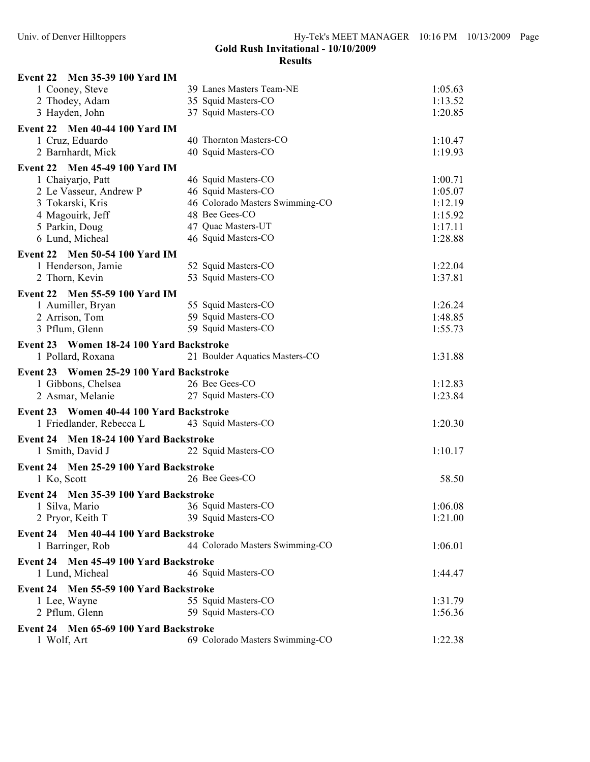**Gold Rush Invitational - 10/10/2009**

**Results**

**Event 22 Men 35-39 100 Yard IM**

| | | | |
|---|---|---|---|
| 1 | Cooney, Steve | 39 Lanes Masters Team-NE | 1:05.63 |
| 2 | Thodey, Adam | 35 Squid Masters-CO | 1:13.52 |
| 3 | Hayden, John | 37 Squid Masters-CO | 1:20.85 |

**Event 22 Men 40-44 100 Yard IM**

| | | | |
|---|---|---|---|
| 1 | Cruz, Eduardo | 40 Thornton Masters-CO | 1:10.47 |
| 2 | Barnhardt, Mick | 40 Squid Masters-CO | 1:19.93 |

**Event 22 Men 45-49 100 Yard IM**

| | | | |
|---|---|---|---|
| 1 | Chaiyarjo, Patt | 46 Squid Masters-CO | 1:00.71 |
| 2 | Le Vasseur, Andrew P | 46 Squid Masters-CO | 1:05.07 |
| 3 | Tokarski, Kris | 46 Colorado Masters Swimming-CO | 1:12.19 |
| 4 | Magouirk, Jeff | 48 Bee Gees-CO | 1:15.92 |
| 5 | Parkin, Doug | 47 Quac Masters-UT | 1:17.11 |
| 6 | Lund, Micheal | 46 Squid Masters-CO | 1:28.88 |

**Event 22 Men 50-54 100 Yard IM**

| | | | |
|---|---|---|---|
| 1 | Henderson, Jamie | 52 Squid Masters-CO | 1:22.04 |
| 2 | Thorn, Kevin | 53 Squid Masters-CO | 1:37.81 |

**Event 22 Men 55-59 100 Yard IM**

| | | | |
|---|---|---|---|
| 1 | Aumiller, Bryan | 55 Squid Masters-CO | 1:26.24 |
| 2 | Arrison, Tom | 59 Squid Masters-CO | 1:48.85 |
| 3 | Pflum, Glenn | 59 Squid Masters-CO | 1:55.73 |

**Event 23 Women 18-24 100 Yard Backstroke**

| | | | |
|---|---|---|---|
| 1 | Pollard, Roxana | 21 Boulder Aquatics Masters-CO | 1:31.88 |

**Event 23 Women 25-29 100 Yard Backstroke**

| | | | |
|---|---|---|---|
| 1 | Gibbons, Chelsea | 26 Bee Gees-CO | 1:12.83 |
| 2 | Asmar, Melanie | 27 Squid Masters-CO | 1:23.84 |

**Event 23 Women 40-44 100 Yard Backstroke**

| | | | |
|---|---|---|---|
| 1 | Friedlander, Rebecca L | 43 Squid Masters-CO | 1:20.30 |

**Event 24 Men 18-24 100 Yard Backstroke**

| | | | |
|---|---|---|---|
| 1 | Smith, David J | 22 Squid Masters-CO | 1:10.17 |

**Event 24 Men 25-29 100 Yard Backstroke**

| | | | |
|---|---|---|---|
| 1 | Ko, Scott | 26 Bee Gees-CO | 58.50 |

**Event 24 Men 35-39 100 Yard Backstroke**

| | | | |
|---|---|---|---|
| 1 | Silva, Mario | 36 Squid Masters-CO | 1:06.08 |
| 2 | Pryor, Keith T | 39 Squid Masters-CO | 1:21.00 |

**Event 24 Men 40-44 100 Yard Backstroke**

| | | | |
|---|---|---|---|
| 1 | Barringer, Rob | 44 Colorado Masters Swimming-CO | 1:06.01 |

**Event 24 Men 45-49 100 Yard Backstroke**

| | | | |
|---|---|---|---|
| 1 | Lund, Micheal | 46 Squid Masters-CO | 1:44.47 |

**Event 24 Men 55-59 100 Yard Backstroke**

| | | | |
|---|---|---|---|
| 1 | Lee, Wayne | 55 Squid Masters-CO | 1:31.79 |
| 2 | Pflum, Glenn | 59 Squid Masters-CO | 1:56.36 |

**Event 24 Men 65-69 100 Yard Backstroke**

| | | | |
|---|---|---|---|
| 1 | Wolf, Art | 69 Colorado Masters Swimming-CO | 1:22.38 |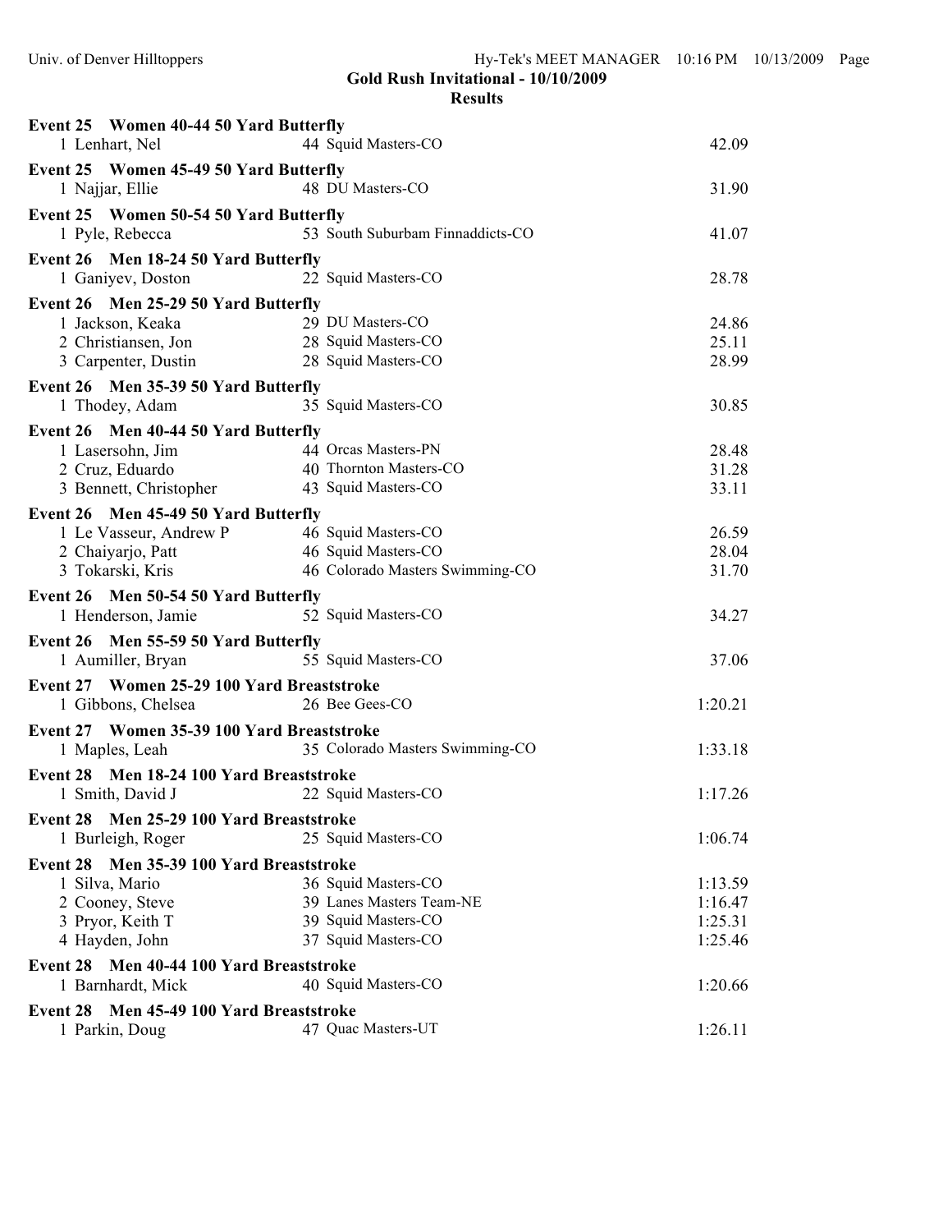Gold Rush Invitational - 10/10/2009

Results

**Event 25 Women 40-44 50 Yard Butterfly**

| Place | Name | Age | Team | Time |
|---|---|---|---|---|
| 1 | Lenhart, Nel | 44 | Squid Masters-CO | 42.09 |

**Event 25 Women 45-49 50 Yard Butterfly**

| Place | Name | Age | Team | Time |
|---|---|---|---|---|
| 1 | Najjar, Ellie | 48 | DU Masters-CO | 31.90 |

**Event 25 Women 50-54 50 Yard Butterfly**

| Place | Name | Age | Team | Time |
|---|---|---|---|---|
| 1 | Pyle, Rebecca | 53 | South Suburbam Finnaddicts-CO | 41.07 |

**Event 26 Men 18-24 50 Yard Butterfly**

| Place | Name | Age | Team | Time |
|---|---|---|---|---|
| 1 | Ganiyev, Doston | 22 | Squid Masters-CO | 28.78 |

**Event 26 Men 25-29 50 Yard Butterfly**

| Place | Name | Age | Team | Time |
|---|---|---|---|---|
| 1 | Jackson, Keaka | 29 | DU Masters-CO | 24.86 |
| 2 | Christiansen, Jon | 28 | Squid Masters-CO | 25.11 |
| 3 | Carpenter, Dustin | 28 | Squid Masters-CO | 28.99 |

**Event 26 Men 35-39 50 Yard Butterfly**

| Place | Name | Age | Team | Time |
|---|---|---|---|---|
| 1 | Thodey, Adam | 35 | Squid Masters-CO | 30.85 |

**Event 26 Men 40-44 50 Yard Butterfly**

| Place | Name | Age | Team | Time |
|---|---|---|---|---|
| 1 | Lasersohn, Jim | 44 | Orcas Masters-PN | 28.48 |
| 2 | Cruz, Eduardo | 40 | Thornton Masters-CO | 31.28 |
| 3 | Bennett, Christopher | 43 | Squid Masters-CO | 33.11 |

**Event 26 Men 45-49 50 Yard Butterfly**

| Place | Name | Age | Team | Time |
|---|---|---|---|---|
| 1 | Le Vasseur, Andrew P | 46 | Squid Masters-CO | 26.59 |
| 2 | Chaiyarjo, Patt | 46 | Squid Masters-CO | 28.04 |
| 3 | Tokarski, Kris | 46 | Colorado Masters Swimming-CO | 31.70 |

**Event 26 Men 50-54 50 Yard Butterfly**

| Place | Name | Age | Team | Time |
|---|---|---|---|---|
| 1 | Henderson, Jamie | 52 | Squid Masters-CO | 34.27 |

**Event 26 Men 55-59 50 Yard Butterfly**

| Place | Name | Age | Team | Time |
|---|---|---|---|---|
| 1 | Aumiller, Bryan | 55 | Squid Masters-CO | 37.06 |

**Event 27 Women 25-29 100 Yard Breaststroke**

| Place | Name | Age | Team | Time |
|---|---|---|---|---|
| 1 | Gibbons, Chelsea | 26 | Bee Gees-CO | 1:20.21 |

**Event 27 Women 35-39 100 Yard Breaststroke**

| Place | Name | Age | Team | Time |
|---|---|---|---|---|
| 1 | Maples, Leah | 35 | Colorado Masters Swimming-CO | 1:33.18 |

**Event 28 Men 18-24 100 Yard Breaststroke**

| Place | Name | Age | Team | Time |
|---|---|---|---|---|
| 1 | Smith, David J | 22 | Squid Masters-CO | 1:17.26 |

**Event 28 Men 25-29 100 Yard Breaststroke**

| Place | Name | Age | Team | Time |
|---|---|---|---|---|
| 1 | Burleigh, Roger | 25 | Squid Masters-CO | 1:06.74 |

**Event 28 Men 35-39 100 Yard Breaststroke**

| Place | Name | Age | Team | Time |
|---|---|---|---|---|
| 1 | Silva, Mario | 36 | Squid Masters-CO | 1:13.59 |
| 2 | Cooney, Steve | 39 | Lanes Masters Team-NE | 1:16.47 |
| 3 | Pryor, Keith T | 39 | Squid Masters-CO | 1:25.31 |
| 4 | Hayden, John | 37 | Squid Masters-CO | 1:25.46 |

**Event 28 Men 40-44 100 Yard Breaststroke**

| Place | Name | Age | Team | Time |
|---|---|---|---|---|
| 1 | Barnhardt, Mick | 40 | Squid Masters-CO | 1:20.66 |

**Event 28 Men 45-49 100 Yard Breaststroke**

| Place | Name | Age | Team | Time |
|---|---|---|---|---|
| 1 | Parkin, Doug | 47 | Quac Masters-UT | 1:26.11 |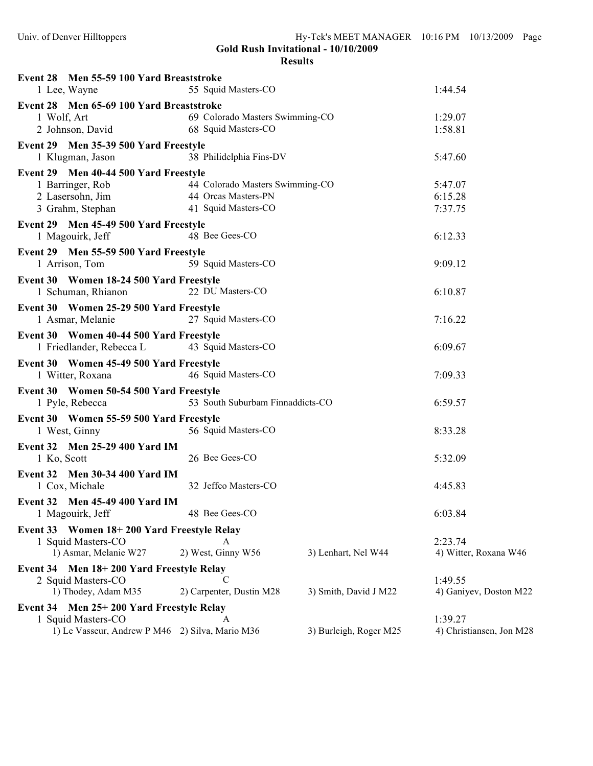**Gold Rush Invitational - 10/10/2009**

**Results**

**Event 28 Men 55-59 100 Yard Breaststroke**

| | | | |
|---|---|---|---|
| 1 Lee, Wayne | 55 Squid Masters-CO | | 1:44.54 |

**Event 28 Men 65-69 100 Yard Breaststroke**

| | | | |
|---|---|---|---|
| 1 Wolf, Art | 69 Colorado Masters Swimming-CO | | 1:29.07 |
| 2 Johnson, David | 68 Squid Masters-CO | | 1:58.81 |

**Event 29 Men 35-39 500 Yard Freestyle**

| | | | |
|---|---|---|---|
| 1 Klugman, Jason | 38 Philidelphia Fins-DV | | 5:47.60 |

**Event 29 Men 40-44 500 Yard Freestyle**

| | | | |
|---|---|---|---|
| 1 Barringer, Rob | 44 Colorado Masters Swimming-CO | | 5:47.07 |
| 2 Lasersohn, Jim | 44 Orcas Masters-PN | | 6:15.28 |
| 3 Grahm, Stephan | 41 Squid Masters-CO | | 7:37.75 |

**Event 29 Men 45-49 500 Yard Freestyle**

| | | | |
|---|---|---|---|
| 1 Magouirk, Jeff | 48 Bee Gees-CO | | 6:12.33 |

**Event 29 Men 55-59 500 Yard Freestyle**

| | | | |
|---|---|---|---|
| 1 Arrison, Tom | 59 Squid Masters-CO | | 9:09.12 |

**Event 30 Women 18-24 500 Yard Freestyle**

| | | | |
|---|---|---|---|
| 1 Schuman, Rhianon | 22 DU Masters-CO | | 6:10.87 |

**Event 30 Women 25-29 500 Yard Freestyle**

| | | | |
|---|---|---|---|
| 1 Asmar, Melanie | 27 Squid Masters-CO | | 7:16.22 |

**Event 30 Women 40-44 500 Yard Freestyle**

| | | | |
|---|---|---|---|
| 1 Friedlander, Rebecca L | 43 Squid Masters-CO | | 6:09.67 |

**Event 30 Women 45-49 500 Yard Freestyle**

| | | | |
|---|---|---|---|
| 1 Witter, Roxana | 46 Squid Masters-CO | | 7:09.33 |

**Event 30 Women 50-54 500 Yard Freestyle**

| | | | |
|---|---|---|---|
| 1 Pyle, Rebecca | 53 South Suburbam Finnaddicts-CO | | 6:59.57 |

**Event 30 Women 55-59 500 Yard Freestyle**

| | | | |
|---|---|---|---|
| 1 West, Ginny | 56 Squid Masters-CO | | 8:33.28 |

**Event 32 Men 25-29 400 Yard IM**

| | | | |
|---|---|---|---|
| 1 Ko, Scott | 26 Bee Gees-CO | | 5:32.09 |

**Event 32 Men 30-34 400 Yard IM**

| | | | |
|---|---|---|---|
| 1 Cox, Michale | 32 Jeffco Masters-CO | | 4:45.83 |

**Event 32 Men 45-49 400 Yard IM**

| | | | |
|---|---|---|---|
| 1 Magouirk, Jeff | 48 Bee Gees-CO | | 6:03.84 |

**Event 33 Women 18+ 200 Yard Freestyle Relay**

| | | | |
|---|---|---|---|
| 1 Squid Masters-CO | A | | 2:23.74 |
| 1) Asmar, Melanie W27 | 2) West, Ginny W56 | 3) Lenhart, Nel W44 | 4) Witter, Roxana W46 |

**Event 34 Men 18+ 200 Yard Freestyle Relay**

| | | | |
|---|---|---|---|
| 2 Squid Masters-CO | C | | 1:49.55 |
| 1) Thodey, Adam M35 | 2) Carpenter, Dustin M28 | 3) Smith, David J M22 | 4) Ganiyev, Doston M22 |

**Event 34 Men 25+ 200 Yard Freestyle Relay**

| | | | |
|---|---|---|---|
| 1 Squid Masters-CO | A | | 1:39.27 |
| 1) Le Vasseur, Andrew P M46 | 2) Silva, Mario M36 | 3) Burleigh, Roger M25 | 4) Christiansen, Jon M28 |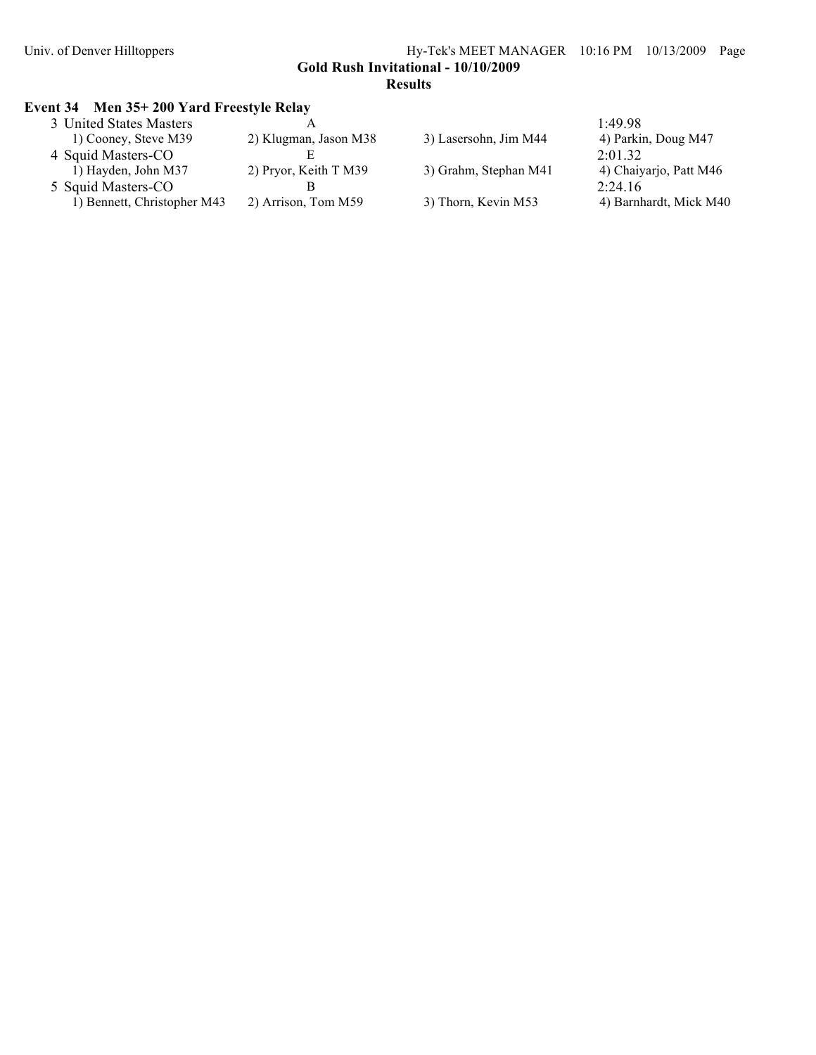# Gold Rush Invitational - 10/10/2009

## Results

### Event 34 Men 35+ 200 Yard Freestyle Relay

| | | | | |
|---|---|---|---|---|
| 3 United States Masters | A | | 1:49.98 | |
| | 1) Cooney, Steve M39 | 2) Klugman, Jason M38 | 3) Lasersohn, Jim M44 | 4) Parkin, Doug M47 |
| 4 Squid Masters-CO | E | | 2:01.32 | |
| | 1) Hayden, John M37 | 2) Pryor, Keith T M39 | 3) Grahm, Stephan M41 | 4) Chaiyarjo, Patt M46 |
| 5 Squid Masters-CO | B | | 2:24.16 | |
| | 1) Bennett, Christopher M43 | 2) Arrison, Tom M59 | 3) Thorn, Kevin M53 | 4) Barnhardt, Mick M40 |